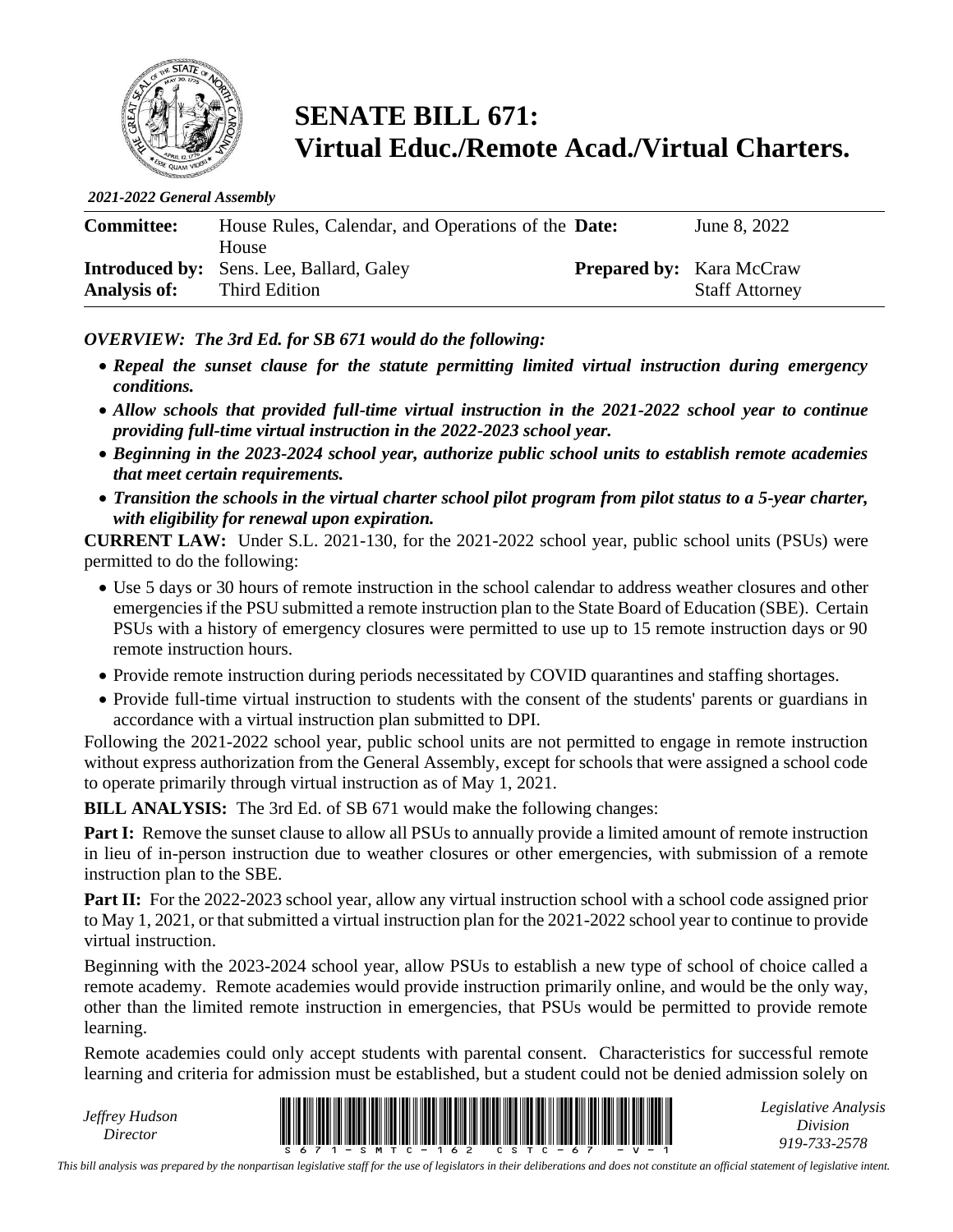# SENATE BILL 671: Virtual Educ./Remote Acad./Virtual Charters.

*2021-2022 General Assembly*

| | | | |
|---|---|---|---|
| **Committee:** | House Rules, Calendar, and Operations of the House | **Date:** | June 8, 2022 |
| **Introduced by:** | Sens. Lee, Ballard, Galey | **Prepared by:** | Kara McCraw |
| **Analysis of:** | Third Edition | | Staff Attorney |

***OVERVIEW: The 3rd Ed. for SB 671 would do the following:***

- ***Repeal the sunset clause for the statute permitting limited virtual instruction during emergency conditions.***
- ***Allow schools that provided full-time virtual instruction in the 2021-2022 school year to continue providing full-time virtual instruction in the 2022-2023 school year.***
- ***Beginning in the 2023-2024 school year, authorize public school units to establish remote academies that meet certain requirements.***
- ***Transition the schools in the virtual charter school pilot program from pilot status to a 5-year charter, with eligibility for renewal upon expiration.***

**CURRENT LAW:** Under S.L. 2021-130, for the 2021-2022 school year, public school units (PSUs) were permitted to do the following:

- Use 5 days or 30 hours of remote instruction in the school calendar to address weather closures and other emergencies if the PSU submitted a remote instruction plan to the State Board of Education (SBE). Certain PSUs with a history of emergency closures were permitted to use up to 15 remote instruction days or 90 remote instruction hours.
- Provide remote instruction during periods necessitated by COVID quarantines and staffing shortages.
- Provide full-time virtual instruction to students with the consent of the students' parents or guardians in accordance with a virtual instruction plan submitted to DPI.

Following the 2021-2022 school year, public school units are not permitted to engage in remote instruction without express authorization from the General Assembly, except for schools that were assigned a school code to operate primarily through virtual instruction as of May 1, 2021.

**BILL ANALYSIS:** The 3rd Ed. of SB 671 would make the following changes:

**Part I:** Remove the sunset clause to allow all PSUs to annually provide a limited amount of remote instruction in lieu of in-person instruction due to weather closures or other emergencies, with submission of a remote instruction plan to the SBE.

**Part II:** For the 2022-2023 school year, allow any virtual instruction school with a school code assigned prior to May 1, 2021, or that submitted a virtual instruction plan for the 2021-2022 school year to continue to provide virtual instruction.

Beginning with the 2023-2024 school year, allow PSUs to establish a new type of school of choice called a remote academy. Remote academies would provide instruction primarily online, and would be the only way, other than the limited remote instruction in emergencies, that PSUs would be permitted to provide remote learning.

Remote academies could only accept students with parental consent. Characteristics for successful remote learning and criteria for admission must be established, but a student could not be denied admission solely on

*Jeffrey Hudson*
*Director*

*Legislative Analysis Division*
*919-733-2578*

*This bill analysis was prepared by the nonpartisan legislative staff for the use of legislators in their deliberations and does not constitute an official statement of legislative intent.*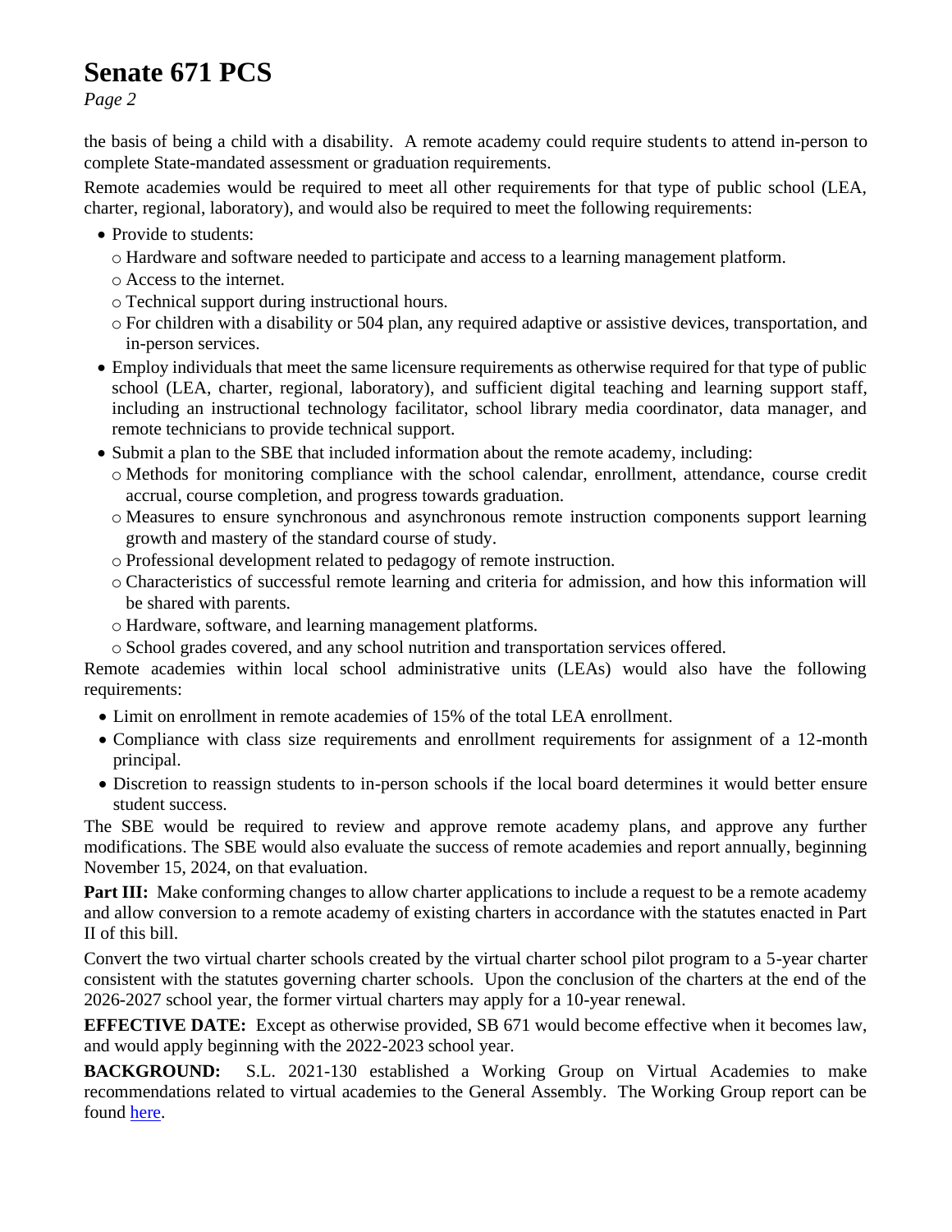the basis of being a child with a disability. A remote academy could require students to attend in-person to complete State-mandated assessment or graduation requirements.

Remote academies would be required to meet all other requirements for that type of public school (LEA, charter, regional, laboratory), and would also be required to meet the following requirements:

- Provide to students:
  - Hardware and software needed to participate and access to a learning management platform.
  - Access to the internet.
  - Technical support during instructional hours.
  - For children with a disability or 504 plan, any required adaptive or assistive devices, transportation, and in-person services.
- Employ individuals that meet the same licensure requirements as otherwise required for that type of public school (LEA, charter, regional, laboratory), and sufficient digital teaching and learning support staff, including an instructional technology facilitator, school library media coordinator, data manager, and remote technicians to provide technical support.
- Submit a plan to the SBE that included information about the remote academy, including:
  - Methods for monitoring compliance with the school calendar, enrollment, attendance, course credit accrual, course completion, and progress towards graduation.
  - Measures to ensure synchronous and asynchronous remote instruction components support learning growth and mastery of the standard course of study.
  - Professional development related to pedagogy of remote instruction.
  - Characteristics of successful remote learning and criteria for admission, and how this information will be shared with parents.
  - Hardware, software, and learning management platforms.
  - School grades covered, and any school nutrition and transportation services offered.

Remote academies within local school administrative units (LEAs) would also have the following requirements:

- Limit on enrollment in remote academies of 15% of the total LEA enrollment.
- Compliance with class size requirements and enrollment requirements for assignment of a 12-month principal.
- Discretion to reassign students to in-person schools if the local board determines it would better ensure student success.

The SBE would be required to review and approve remote academy plans, and approve any further modifications. The SBE would also evaluate the success of remote academies and report annually, beginning November 15, 2024, on that evaluation.

**Part III:** Make conforming changes to allow charter applications to include a request to be a remote academy and allow conversion to a remote academy of existing charters in accordance with the statutes enacted in Part II of this bill.

Convert the two virtual charter schools created by the virtual charter school pilot program to a 5-year charter consistent with the statutes governing charter schools. Upon the conclusion of the charters at the end of the 2026-2027 school year, the former virtual charters may apply for a 10-year renewal.

**EFFECTIVE DATE:** Except as otherwise provided, SB 671 would become effective when it becomes law, and would apply beginning with the 2022-2023 school year.

**BACKGROUND:** S.L. 2021-130 established a Working Group on Virtual Academies to make recommendations related to virtual academies to the General Assembly. The Working Group report can be found here.